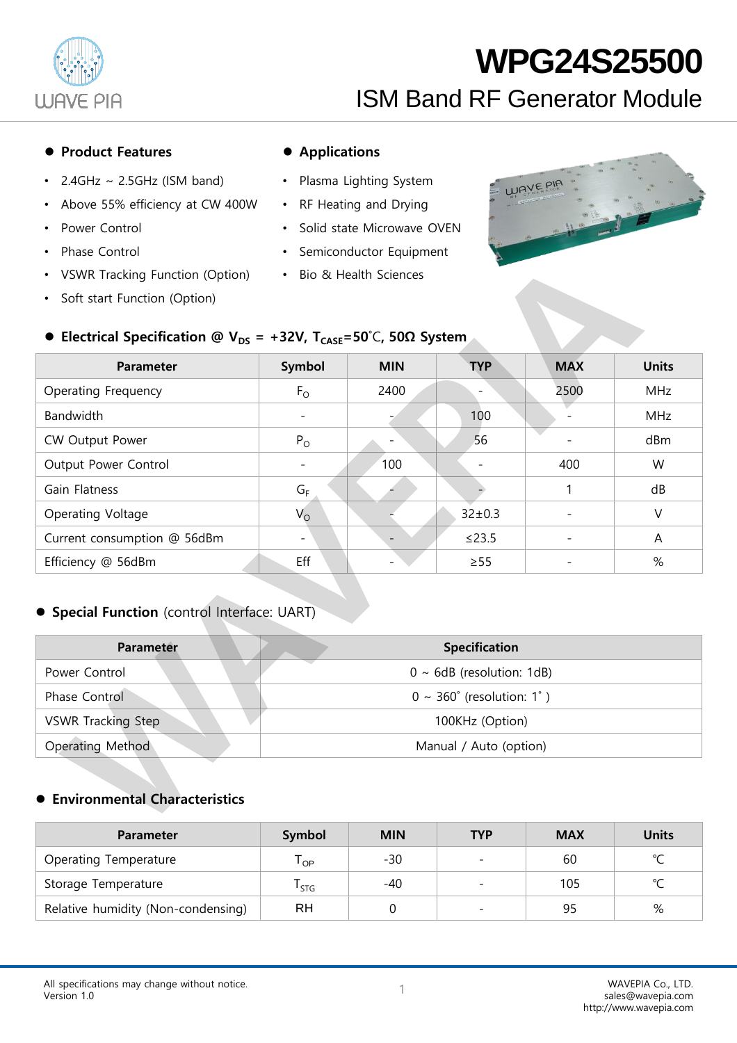# WPG24S25500

## ISM Band RF Generator Module

### Product Features

- 2.4GHz ~ 2.5GHz (ISM band)
- Above 55% efficiency at CW 400W
- Power Control
- Phase Control
- VSWR Tracking Function (Option)
- Soft start Function (Option)

### Applications

- Plasma Lighting System
- RF Heating and Drying
- Solid state Microwave OVEN
- Semiconductor Equipment
- Bio & Health Sciences

### Electrical Specification @ $V_{DS}$ = +32V, $T_{CASE}$=50˚C, 50Ω System

| Parameter | Symbol | MIN | TYP | MAX | Units |
|---|---|---|---|---|---|
| Operating Frequency | $F_O$ | 2400 | - | 2500 | MHz |
| Bandwidth | - | - | 100 | - | MHz |
| CW Output Power | $P_O$ | - | 56 | - | dBm |
| Output Power Control | - | 100 | - | 400 | W |
| Gain Flatness | $G_F$ | - | - | 1 | dB |
| Operating Voltage | $V_O$ | - | 32±0.3 | - | V |
| Current consumption @ 56dBm | - | - | ≤23.5 | - | A |
| Efficiency @ 56dBm | Eff | - | ≥55 | - | % |

### Special Function (control Interface: UART)

| Parameter | Specification |
|---|---|
| Power Control | 0 ~ 6dB (resolution: 1dB) |
| Phase Control | 0 ~ 360˚ (resolution: 1˚ ) |
| VSWR Tracking Step | 100KHz (Option) |
| Operating Method | Manual / Auto (option) |

### Environmental Characteristics

| Parameter | Symbol | MIN | TYP | MAX | Units |
|---|---|---|---|---|---|
| Operating Temperature | $T_{OP}$ | -30 | - | 60 | ℃ |
| Storage Temperature | $T_{STG}$ | -40 | - | 105 | ℃ |
| Relative humidity (Non-condensing) | RH | 0 | - | 95 | % |

All specifications may change without notice.
Version 1.0

WAVEPIA Co., LTD.
sales@wavepia.com
http://www.wavepia.com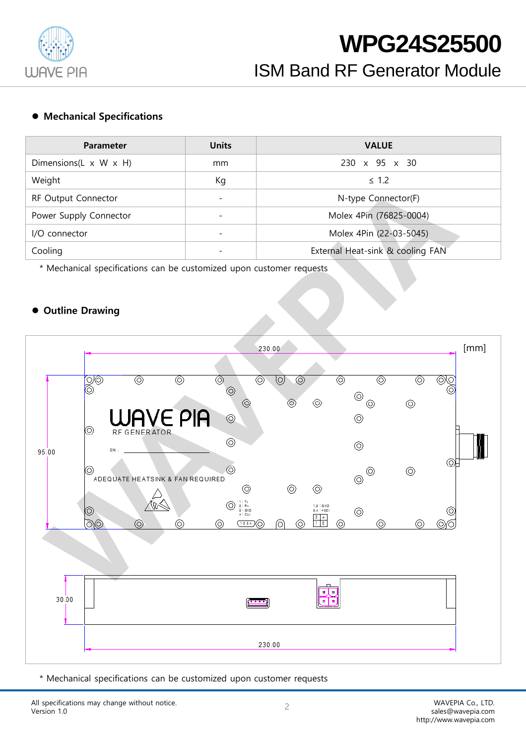- **Mechanical Specifications**

| Parameter | Units | VALUE |
|---|---|---|
| Dimensions(L x W x H) | mm | 230 x 95 x 30 |
| Weight | Kg | ≤ 1.2 |
| RF Output Connector | - | N-type Connector(F) |
| Power Supply Connector | - | Molex 4Pin (76825-0004) |
| I/O connector | - | Molex 4Pin (22-03-5045) |
| Cooling | - | External Heat-sink & cooling FAN |

\* Mechanical specifications can be customized upon customer requests

- **Outline Drawing**

[mm]

230.00

95.00

WAVE PIA

RF GENERATOR

SN :

ADEQUATE HEATSINK & FAN REQUIRED

1 : Tx
2 : Rx
3 : GND
4 : OUT

1,2 : GND
3,4 : +28V

30.00

230.00

\* Mechanical specifications can be customized upon customer requests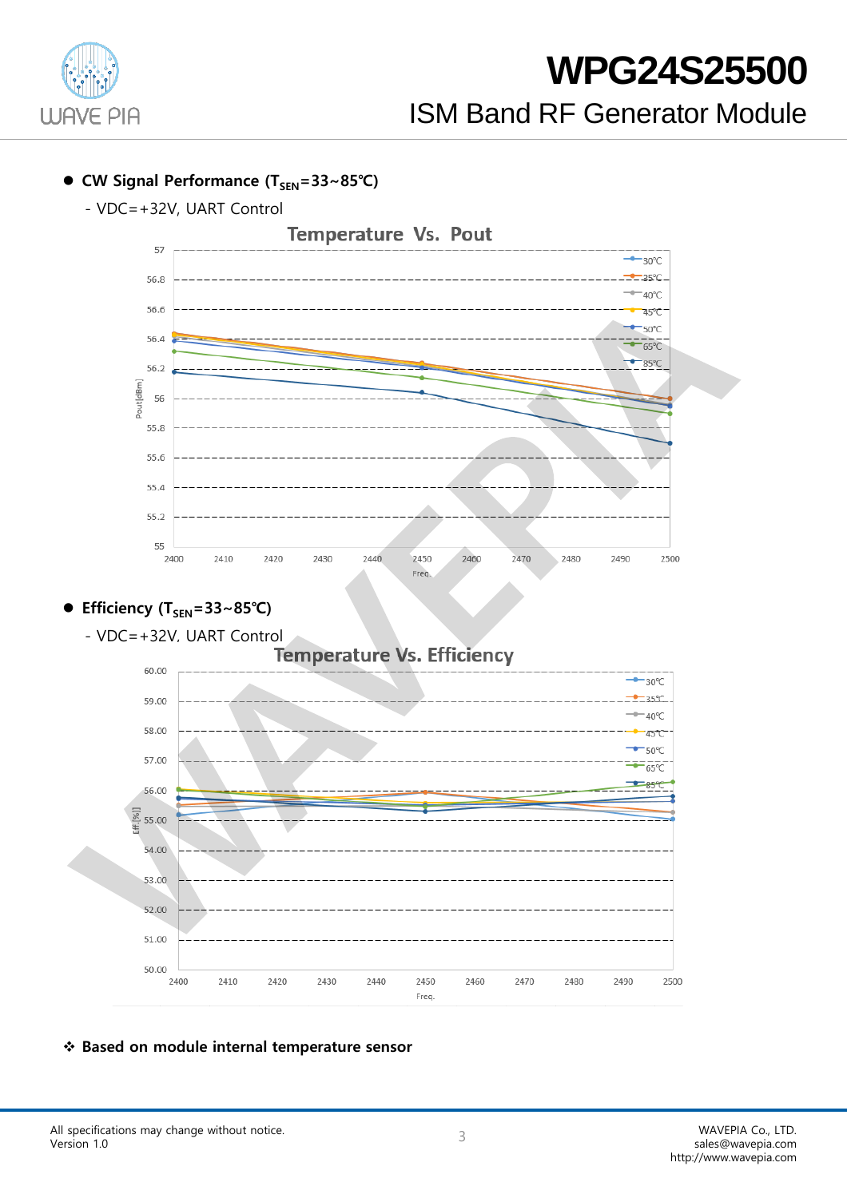- **CW Signal Performance ($T_{SEN}$=33~85℃)**

  - VDC=+32V, UART Control

Temperature Vs. Pout

- **Efficiency ($T_{SEN}$=33~85℃)**

  - VDC=+32V, UART Control

Temperature Vs. Efficiency

❖ **Based on module internal temperature sensor**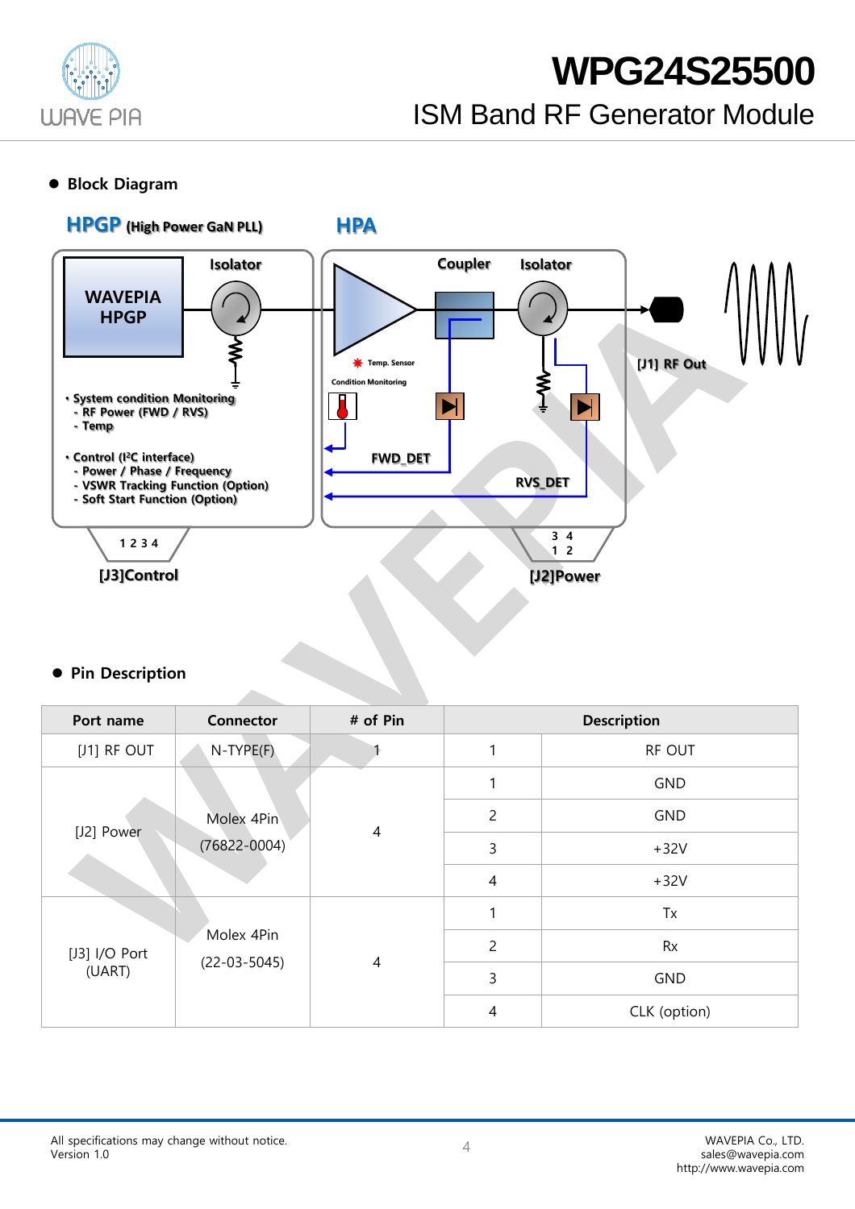- **Block Diagram**

HPGP (High Power GaN PLL)

HPA

WAVEPIA HPGP

Isolator

Coupler

Isolator

Temp. Sensor

Condition Monitoring

FWD_DET

RVS_DET

[J1] RF Out

- System condition Monitoring
  - RF Power (FWD / RVS)
  - Temp
- Control (I²C interface)
  - Power / Phase / Frequency
  - VSWR Tracking Function (Option)
  - Soft Start Function (Option)

1 2 3 4

[J3]Control

3 4
1 2

[J2]Power

- **Pin Description**

| Port name | Connector | # of Pin | Description | |
|---|---|---|---|---|
| [J1] RF OUT | N-TYPE(F) | 1 | 1 | RF OUT |
| [J2] Power | Molex 4Pin (76822-0004) | 4 | 1 | GND |
| | | | 2 | GND |
| | | | 3 | +32V |
| | | | 4 | +32V |
| [J3] I/O Port (UART) | Molex 4Pin (22-03-5045) | 4 | 1 | Tx |
| | | | 2 | Rx |
| | | | 3 | GND |
| | | | 4 | CLK (option) |